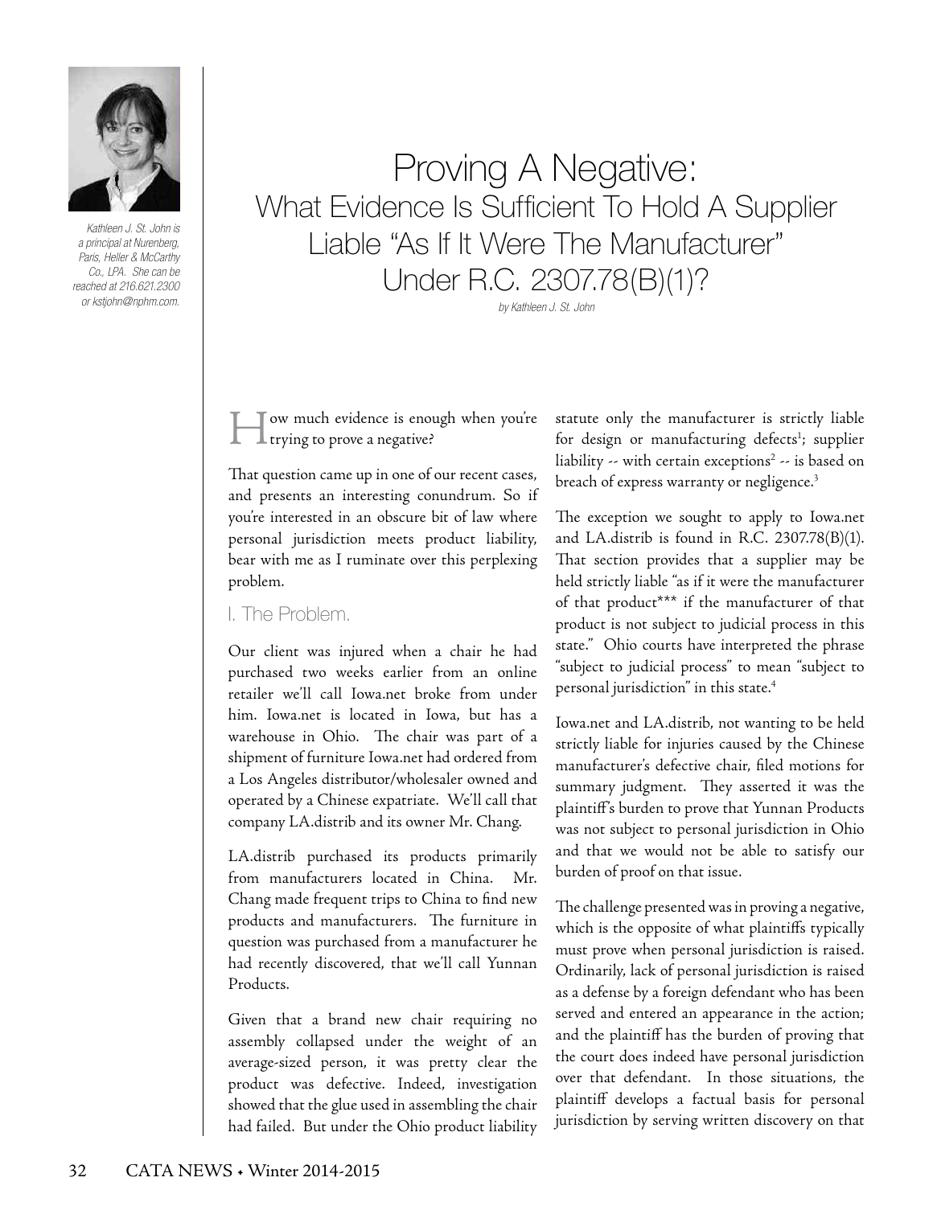*Kathleen J. St. John is a principal at Nurenberg, Paris, Heller & McCarthy Co., LPA. She can be reached at 216.621.2300 or kstjohn@nphm.com.*

# Proving A Negative:
## What Evidence Is Sufficient To Hold A Supplier Liable "As If It Were The Manufacturer" Under R.C. 2307.78(B)(1)?

*by Kathleen J. St. John*

How much evidence is enough when you're trying to prove a negative?

That question came up in one of our recent cases, and presents an interesting conundrum. So if you're interested in an obscure bit of law where personal jurisdiction meets product liability, bear with me as I ruminate over this perplexing problem.

### I. The Problem.

Our client was injured when a chair he had purchased two weeks earlier from an online retailer we'll call Iowa.net broke from under him. Iowa.net is located in Iowa, but has a warehouse in Ohio. The chair was part of a shipment of furniture Iowa.net had ordered from a Los Angeles distributor/wholesaler owned and operated by a Chinese expatriate. We'll call that company LA.distrib and its owner Mr. Chang.

LA.distrib purchased its products primarily from manufacturers located in China. Mr. Chang made frequent trips to China to find new products and manufacturers. The furniture in question was purchased from a manufacturer he had recently discovered, that we'll call Yunnan Products.

Given that a brand new chair requiring no assembly collapsed under the weight of an average-sized person, it was pretty clear the product was defective. Indeed, investigation showed that the glue used in assembling the chair had failed. But under the Ohio product liability statute only the manufacturer is strictly liable for design or manufacturing defects[1]; supplier liability -- with certain exceptions[2] -- is based on breach of express warranty or negligence.[3]

The exception we sought to apply to Iowa.net and LA.distrib is found in R.C. 2307.78(B)(1). That section provides that a supplier may be held strictly liable "as if it were the manufacturer of that product*** if the manufacturer of that product is not subject to judicial process in this state." Ohio courts have interpreted the phrase "subject to judicial process" to mean "subject to personal jurisdiction" in this state.[4]

Iowa.net and LA.distrib, not wanting to be held strictly liable for injuries caused by the Chinese manufacturer's defective chair, filed motions for summary judgment. They asserted it was the plaintiff's burden to prove that Yunnan Products was not subject to personal jurisdiction in Ohio and that we would not be able to satisfy our burden of proof on that issue.

The challenge presented was in proving a negative, which is the opposite of what plaintiffs typically must prove when personal jurisdiction is raised. Ordinarily, lack of personal jurisdiction is raised as a defense by a foreign defendant who has been served and entered an appearance in the action; and the plaintiff has the burden of proving that the court does indeed have personal jurisdiction over that defendant. In those situations, the plaintiff develops a factual basis for personal jurisdiction by serving written discovery on that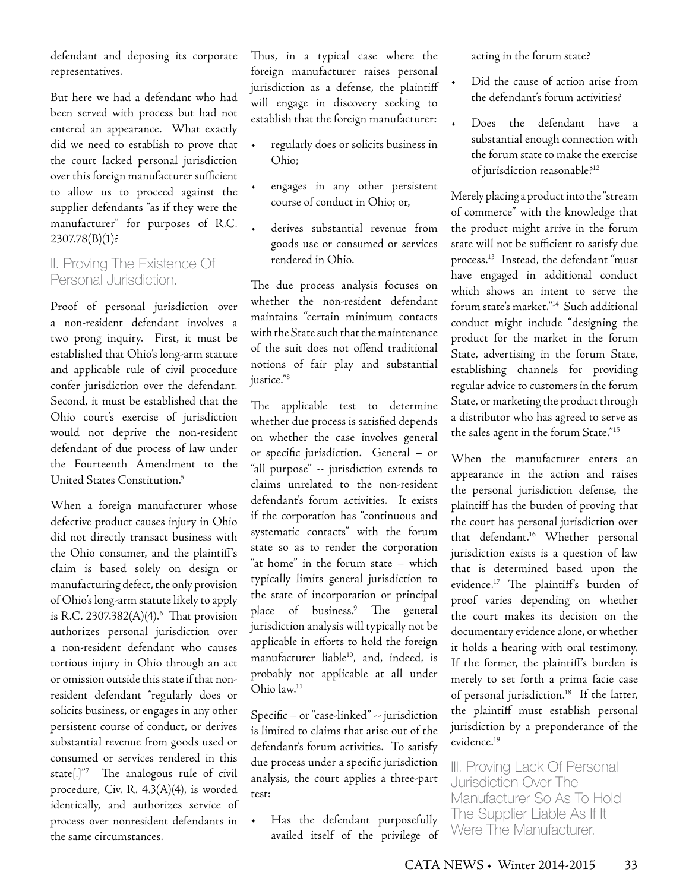defendant and deposing its corporate representatives.

But here we had a defendant who had been served with process but had not entered an appearance. What exactly did we need to establish to prove that the court lacked personal jurisdiction over this foreign manufacturer sufficient to allow us to proceed against the supplier defendants "as if they were the manufacturer" for purposes of R.C. 2307.78(B)(1)?

## II. Proving The Existence Of Personal Jurisdiction.

Proof of personal jurisdiction over a non-resident defendant involves a two prong inquiry. First, it must be established that Ohio's long-arm statute and applicable rule of civil procedure confer jurisdiction over the defendant. Second, it must be established that the Ohio court's exercise of jurisdiction would not deprive the non-resident defendant of due process of law under the Fourteenth Amendment to the United States Constitution.[5]

When a foreign manufacturer whose defective product causes injury in Ohio did not directly transact business with the Ohio consumer, and the plaintiff's claim is based solely on design or manufacturing defect, the only provision of Ohio's long-arm statute likely to apply is R.C. 2307.382(A)(4).[6] That provision authorizes personal jurisdiction over a non-resident defendant who causes tortious injury in Ohio through an act or omission outside this state if that non-resident defendant "regularly does or solicits business, or engages in any other persistent course of conduct, or derives substantial revenue from goods used or consumed or services rendered in this state[.]"[7] The analogous rule of civil procedure, Civ. R. 4.3(A)(4), is worded identically, and authorizes service of process over nonresident defendants in the same circumstances.

Thus, in a typical case where the foreign manufacturer raises personal jurisdiction as a defense, the plaintiff will engage in discovery seeking to establish that the foreign manufacturer:

- regularly does or solicits business in Ohio;
- engages in any other persistent course of conduct in Ohio; or,
- derives substantial revenue from goods use or consumed or services rendered in Ohio.

The due process analysis focuses on whether the non-resident defendant maintains "certain minimum contacts with the State such that the maintenance of the suit does not offend traditional notions of fair play and substantial justice."[8]

The applicable test to determine whether due process is satisfied depends on whether the case involves general or specific jurisdiction. General – or "all purpose" -- jurisdiction extends to claims unrelated to the non-resident defendant's forum activities. It exists if the corporation has "continuous and systematic contacts" with the forum state so as to render the corporation "at home" in the forum state – which typically limits general jurisdiction to the state of incorporation or principal place of business.[9] The general jurisdiction analysis will typically not be applicable in efforts to hold the foreign manufacturer liable[10], and, indeed, is probably not applicable at all under Ohio law.[11]

Specific – or "case-linked" -- jurisdiction is limited to claims that arise out of the defendant's forum activities. To satisfy due process under a specific jurisdiction analysis, the court applies a three-part test:

- Has the defendant purposefully availed itself of the privilege of acting in the forum state?
- Did the cause of action arise from the defendant's forum activities?
- Does the defendant have a substantial enough connection with the forum state to make the exercise of jurisdiction reasonable?[12]

Merely placing a product into the "stream of commerce" with the knowledge that the product might arrive in the forum state will not be sufficient to satisfy due process.[13] Instead, the defendant "must have engaged in additional conduct which shows an intent to serve the forum state's market."[14] Such additional conduct might include "designing the product for the market in the forum State, advertising in the forum State, establishing channels for providing regular advice to customers in the forum State, or marketing the product through a distributor who has agreed to serve as the sales agent in the forum State."[15]

When the manufacturer enters an appearance in the action and raises the personal jurisdiction defense, the plaintiff has the burden of proving that the court has personal jurisdiction over that defendant.[16] Whether personal jurisdiction exists is a question of law that is determined based upon the evidence.[17] The plaintiff's burden of proof varies depending on whether the court makes its decision on the documentary evidence alone, or whether it holds a hearing with oral testimony. If the former, the plaintiff's burden is merely to set forth a prima facie case of personal jurisdiction.[18] If the latter, the plaintiff must establish personal jurisdiction by a preponderance of the evidence.[19]

## III. Proving Lack Of Personal Jurisdiction Over The Manufacturer So As To Hold The Supplier Liable As If It Were The Manufacturer.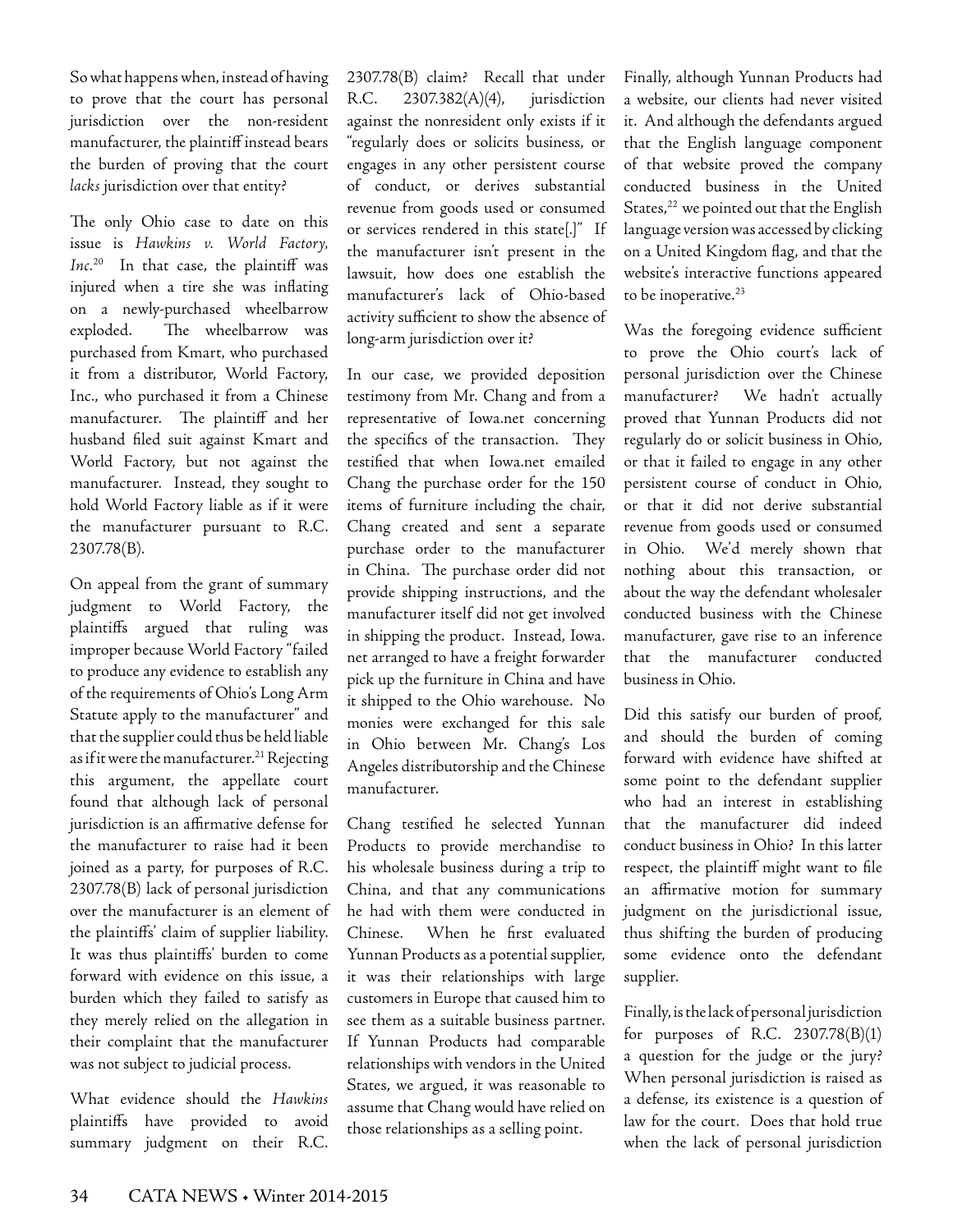So what happens when, instead of having to prove that the court has personal jurisdiction over the non-resident manufacturer, the plaintiff instead bears the burden of proving that the court *lacks* jurisdiction over that entity?

The only Ohio case to date on this issue is *Hawkins v. World Factory, Inc.*[20] In that case, the plaintiff was injured when a tire she was inflating on a newly-purchased wheelbarrow exploded. The wheelbarrow was purchased from Kmart, who purchased it from a distributor, World Factory, Inc., who purchased it from a Chinese manufacturer. The plaintiff and her husband filed suit against Kmart and World Factory, but not against the manufacturer. Instead, they sought to hold World Factory liable as if it were the manufacturer pursuant to R.C. 2307.78(B).

On appeal from the grant of summary judgment to World Factory, the plaintiffs argued that ruling was improper because World Factory "failed to produce any evidence to establish any of the requirements of Ohio's Long Arm Statute apply to the manufacturer" and that the supplier could thus be held liable as if it were the manufacturer.[21] Rejecting this argument, the appellate court found that although lack of personal jurisdiction is an affirmative defense for the manufacturer to raise had it been joined as a party, for purposes of R.C. 2307.78(B) lack of personal jurisdiction over the manufacturer is an element of the plaintiffs' claim of supplier liability. It was thus plaintiffs' burden to come forward with evidence on this issue, a burden which they failed to satisfy as they merely relied on the allegation in their complaint that the manufacturer was not subject to judicial process.

What evidence should the *Hawkins* plaintiffs have provided to avoid summary judgment on their R.C. 2307.78(B) claim? Recall that under R.C. 2307.382(A)(4), jurisdiction against the nonresident only exists if it "regularly does or solicits business, or engages in any other persistent course of conduct, or derives substantial revenue from goods used or consumed or services rendered in this state[.]" If the manufacturer isn't present in the lawsuit, how does one establish the manufacturer's lack of Ohio-based activity sufficient to show the absence of long-arm jurisdiction over it?

In our case, we provided deposition testimony from Mr. Chang and from a representative of Iowa.net concerning the specifics of the transaction. They testified that when Iowa.net emailed Chang the purchase order for the 150 items of furniture including the chair, Chang created and sent a separate purchase order to the manufacturer in China. The purchase order did not provide shipping instructions, and the manufacturer itself did not get involved in shipping the product. Instead, Iowa.net arranged to have a freight forwarder pick up the furniture in China and have it shipped to the Ohio warehouse. No monies were exchanged for this sale in Ohio between Mr. Chang's Los Angeles distributorship and the Chinese manufacturer.

Chang testified he selected Yunnan Products to provide merchandise to his wholesale business during a trip to China, and that any communications he had with them were conducted in Chinese. When he first evaluated Yunnan Products as a potential supplier, it was their relationships with large customers in Europe that caused him to see them as a suitable business partner. If Yunnan Products had comparable relationships with vendors in the United States, we argued, it was reasonable to assume that Chang would have relied on those relationships as a selling point.

Finally, although Yunnan Products had a website, our clients had never visited it. And although the defendants argued that the English language component of that website proved the company conducted business in the United States,[22] we pointed out that the English language version was accessed by clicking on a United Kingdom flag, and that the website's interactive functions appeared to be inoperative.[23]

Was the foregoing evidence sufficient to prove the Ohio court's lack of personal jurisdiction over the Chinese manufacturer? We hadn't actually proved that Yunnan Products did not regularly do or solicit business in Ohio, or that it failed to engage in any other persistent course of conduct in Ohio, or that it did not derive substantial revenue from goods used or consumed in Ohio. We'd merely shown that nothing about this transaction, or about the way the defendant wholesaler conducted business with the Chinese manufacturer, gave rise to an inference that the manufacturer conducted business in Ohio.

Did this satisfy our burden of proof, and should the burden of coming forward with evidence have shifted at some point to the defendant supplier who had an interest in establishing that the manufacturer did indeed conduct business in Ohio? In this latter respect, the plaintiff might want to file an affirmative motion for summary judgment on the jurisdictional issue, thus shifting the burden of producing some evidence onto the defendant supplier.

Finally, is the lack of personal jurisdiction for purposes of R.C. 2307.78(B)(1) a question for the judge or the jury? When personal jurisdiction is raised as a defense, its existence is a question of law for the court. Does that hold true when the lack of personal jurisdiction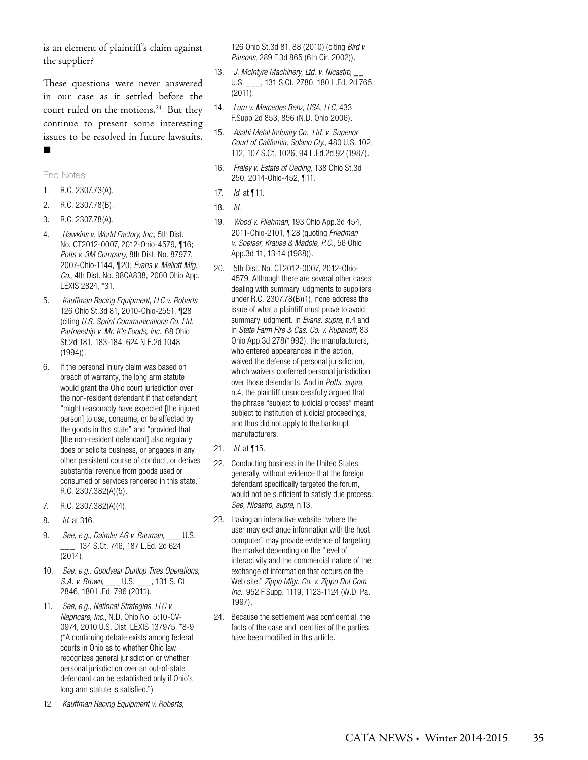is an element of plaintiff's claim against the supplier?

These questions were never answered in our case as it settled before the court ruled on the motions.[24] But they continue to present some interesting issues to be resolved in future lawsuits. ■

## End Notes

1. R.C. 2307.73(A).
2. R.C. 2307.78(B).
3. R.C. 2307.78(A).
4. *Hawkins v. World Factory, Inc.*, 5th Dist. No. CT2012-0007, 2012-Ohio-4579, ¶16; *Potts v. 3M Company*, 8th Dist. No. 87977, 2007-Ohio-1144, ¶20; *Evans v. Mellott Mfg. Co.*, 4th Dist. No. 98CA838, 2000 Ohio App. LEXIS 2824, *31.
5. *Kauffman Racing Equipment, LLC v. Roberts*, 126 Ohio St.3d 81, 2010-Ohio-2551, ¶28 (citing *U.S. Sprint Communications Co. Ltd. Partnership v. Mr. K's Foods, Inc.*, 68 Ohio St.2d 181, 183-184, 624 N.E.2d 1048 (1994)).
6. If the personal injury claim was based on breach of warranty, the long arm statute would grant the Ohio court jurisdiction over the non-resident defendant if that defendant "might reasonably have expected [the injured person] to use, consume, or be affected by the goods in this state" and "provided that [the non-resident defendant] also regularly does or solicits business, or engages in any other persistent course of conduct, or derives substantial revenue from goods used or consumed or services rendered in this state." R.C. 2307.382(A)(5).
7. R.C. 2307.382(A)(4).
8. *Id.* at 316.
9. *See, e.g., Daimler AG v. Bauman*, ___ U.S. ___, 134 S.Ct. 746, 187 L.Ed. 2d 624 (2014).
10. *See, e.g., Goodyear Dunlop Tires Operations, S.A. v. Brown*, ___ U.S. ___, 131 S. Ct. 2846, 180 L.Ed. 796 (2011).
11. *See, e.g., National Strategies, LLC v. Naphcare, Inc.*, N.D. Ohio No. 5:10-CV-0974, 2010 U.S. Dist. LEXIS 137975, *8-9 ("A continuing debate exists among federal courts in Ohio as to whether Ohio law recognizes general jurisdiction or whether personal jurisdiction over an out-of-state defendant can be established only if Ohio's long arm statute is satisfied.")
12. *Kauffman Racing Equipment v. Roberts*, 126 Ohio St.3d 81, 88 (2010) (citing *Bird v. Parsons*, 289 F.3d 865 (6th Cir. 2002)).
13. *J. McIntyre Machinery, Ltd. v. Nicastro*, __ U.S. ___, 131 S.Ct. 2780, 180 L.Ed. 2d 765 (2011).
14. *Lum v. Mercedes Benz, USA, LLC*, 433 F.Supp.2d 853, 856 (N.D. Ohio 2006).
15. *Asahi Metal Industry Co., Ltd. v. Superior Court of California, Solano Cty.*, 480 U.S. 102, 112, 107 S.Ct. 1026, 94 L.Ed.2d 92 (1987).
16. *Fraley v. Estate of Oeding*, 138 Ohio St.3d 250, 2014-Ohio-452, ¶11.
17. *Id.* at ¶11.
18. *Id.*
19. *Wood v. Fliehman*, 193 Ohio App.3d 454, 2011-Ohio-2101, ¶28 (quoting *Friedman v. Speiser, Krause & Madole, P.C.*, 56 Ohio App.3d 11, 13-14 (1988)).
20. 5th Dist. No. CT2012-0007, 2012-Ohio-4579. Although there are several other cases dealing with summary judgments to suppliers under R.C. 2307.78(B)(1), none address the issue of what a plaintiff must prove to avoid summary judgment. In *Evans, supra,* n.4 and in *State Farm Fire & Cas. Co. v. Kupanoff*, 83 Ohio App.3d 278(1992), the manufacturers, who entered appearances in the action, waived the defense of personal jurisdiction, which waivers conferred personal jurisdiction over those defendants. And in *Potts, supra,* n.4, the plaintiff unsuccessfully argued that the phrase "subject to judicial process" meant subject to institution of judicial proceedings, and thus did not apply to the bankrupt manufacturers.
21. *Id.* at ¶15.
22. Conducting business in the United States, generally, without evidence that the foreign defendant specifically targeted the forum, would not be sufficient to satisfy due process. *See, Nicastro, supra*, n.13.
23. Having an interactive website "where the user may exchange information with the host computer" may provide evidence of targeting the market depending on the "level of interactivity and the commercial nature of the exchange of information that occurs on the Web site." *Zippo Mfgr. Co. v. Zippo Dot Com, Inc.*, 952 F.Supp. 1119, 1123-1124 (W.D. Pa. 1997).
24. Because the settlement was confidential, the facts of the case and identities of the parties have been modified in this article.